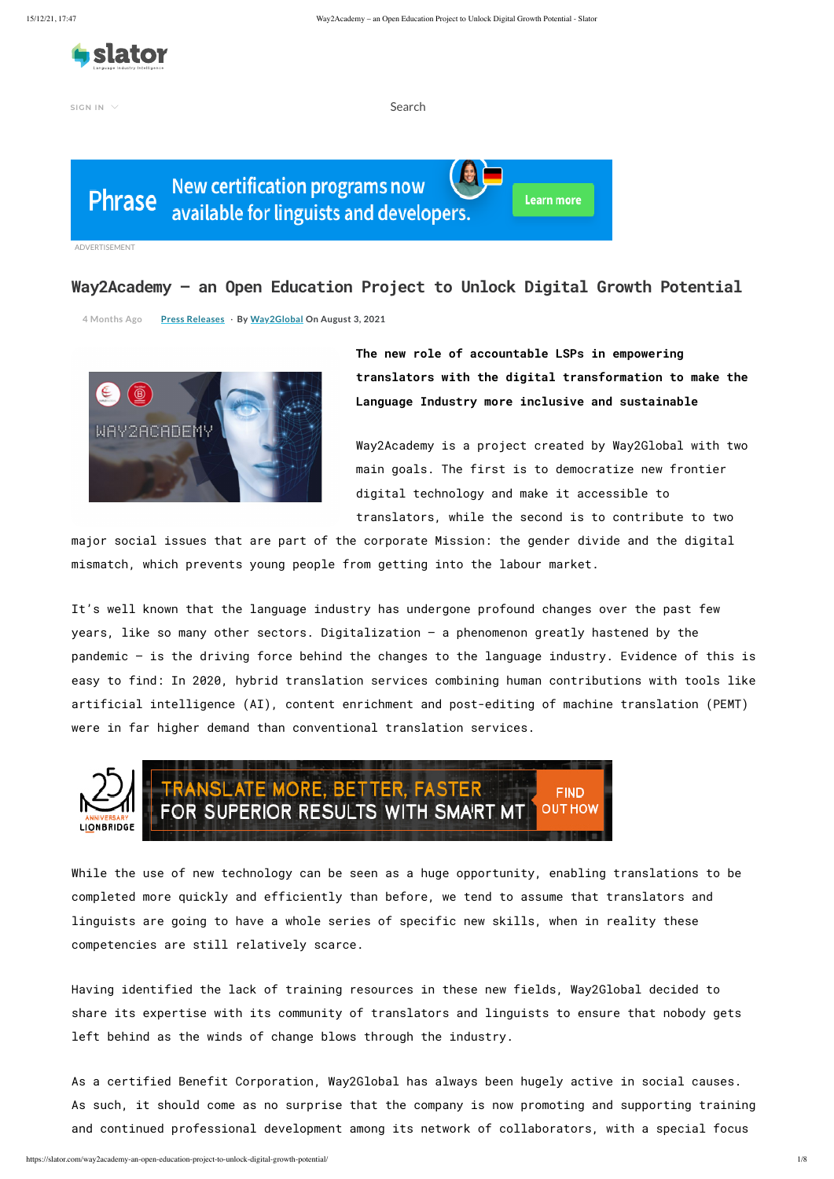# Way2Academy – an Open Education Project to Unlock Digital Growth Potential

4 Months Ago · Press Releases · By Way2Global On August 3, 2021

**The new role of accountable LSPs in empowering translators with the digital transformation to make the Language Industry more inclusive and sustainable**

Way2Academy is a project created by Way2Global with two main goals. The first is to democratize new frontier digital technology and make it accessible to translators, while the second is to contribute to two major social issues that are part of the corporate Mission: the gender divide and the digital mismatch, which prevents young people from getting into the labour market.

It's well known that the language industry has undergone profound changes over the past few years, like so many other sectors. Digitalization – a phenomenon greatly hastened by the pandemic – is the driving force behind the changes to the language industry. Evidence of this is easy to find: In 2020, hybrid translation services combining human contributions with tools like artificial intelligence (AI), content enrichment and post-editing of machine translation (PEMT) were in far higher demand than conventional translation services.

While the use of new technology can be seen as a huge opportunity, enabling translations to be completed more quickly and efficiently than before, we tend to assume that translators and linguists are going to have a whole series of specific new skills, when in reality these competencies are still relatively scarce.

Having identified the lack of training resources in these new fields, Way2Global decided to share its expertise with its community of translators and linguists to ensure that nobody gets left behind as the winds of change blows through the industry.

As a certified Benefit Corporation, Way2Global has always been hugely active in social causes. As such, it should come as no surprise that the company is now promoting and supporting training and continued professional development among its network of collaborators, with a special focus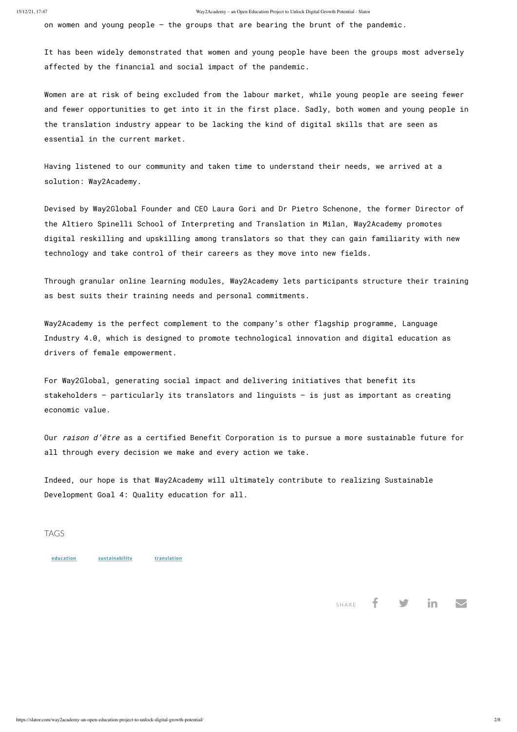on women and young people — the groups that are bearing the brunt of the pandemic.

It has been widely demonstrated that women and young people have been the groups most adversely affected by the financial and social impact of the pandemic.

Women are at risk of being excluded from the labour market, while young people are seeing fewer and fewer opportunities to get into it in the first place. Sadly, both women and young people in the translation industry appear to be lacking the kind of digital skills that are seen as essential in the current market.

Having listened to our community and taken time to understand their needs, we arrived at a solution: Way2Academy.

Devised by Way2Global Founder and CEO Laura Gori and Dr Pietro Schenone, the former Director of the Altiero Spinelli School of Interpreting and Translation in Milan, Way2Academy promotes digital reskilling and upskilling among translators so that they can gain familiarity with new technology and take control of their careers as they move into new fields.

Through granular online learning modules, Way2Academy lets participants structure their training as best suits their training needs and personal commitments.

Way2Academy is the perfect complement to the company's other flagship programme, Language Industry 4.0, which is designed to promote technological innovation and digital education as drivers of female empowerment.

For Way2Global, generating social impact and delivering initiatives that benefit its stakeholders — particularly its translators and linguists — is just as important as creating economic value.

Our *raison d'être* as a certified Benefit Corporation is to pursue a more sustainable future for all through every decision we make and every action we take.

Indeed, our hope is that Way2Academy will ultimately contribute to realizing Sustainable Development Goal 4: Quality education for all.

TAGS

education sustainability translation

SHARE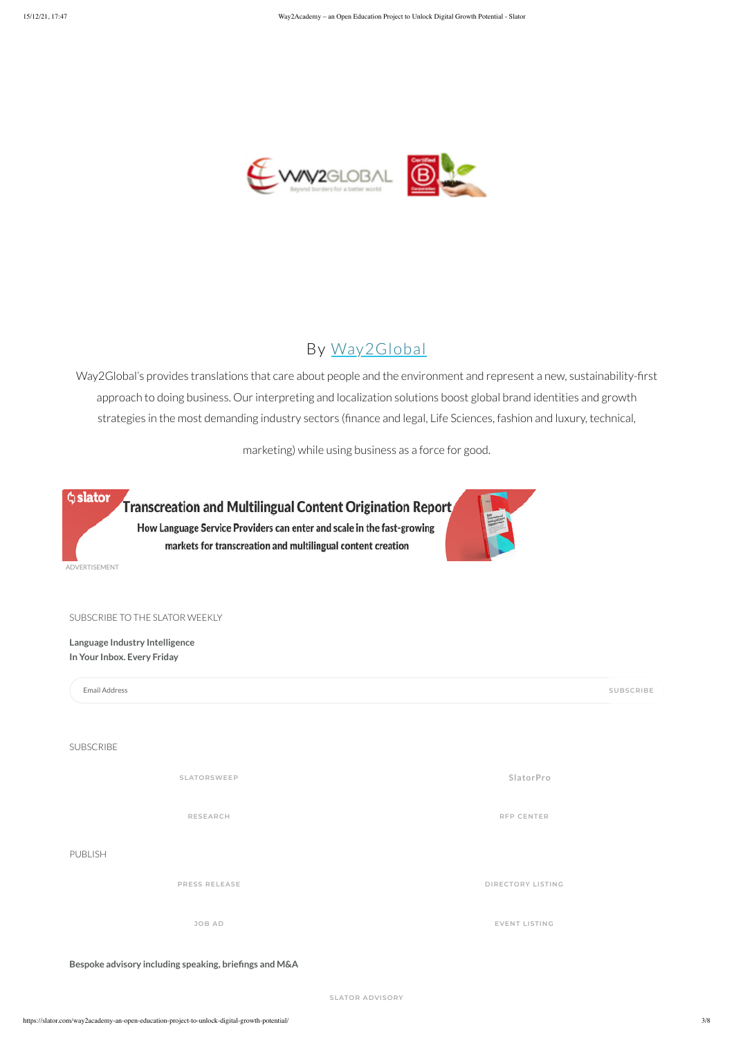By [Way2Global](Way2Global)

Way2Global's provides translations that care about people and the environment and represent a new, sustainability-first approach to doing business. Our interpreting and localization solutions boost global brand identities and growth strategies in the most demanding industry sectors (finance and legal, Life Sciences, fashion and luxury, technical,

marketing) while using business as a force for good.

ADVERTISEMENT

SUBSCRIBE TO THE SLATOR WEEKLY

**Language Industry Intelligence**
**In Your Inbox. Every Friday**

Email Address SUBSCRIBE

SUBSCRIBE

SLATORSWEEP

SlatorPro

RESEARCH

RFP CENTER

PUBLISH

PRESS RELEASE

DIRECTORY LISTING

JOB AD

EVENT LISTING

**Bespoke advisory including speaking, briefings and M&A**

SLATOR ADVISORY